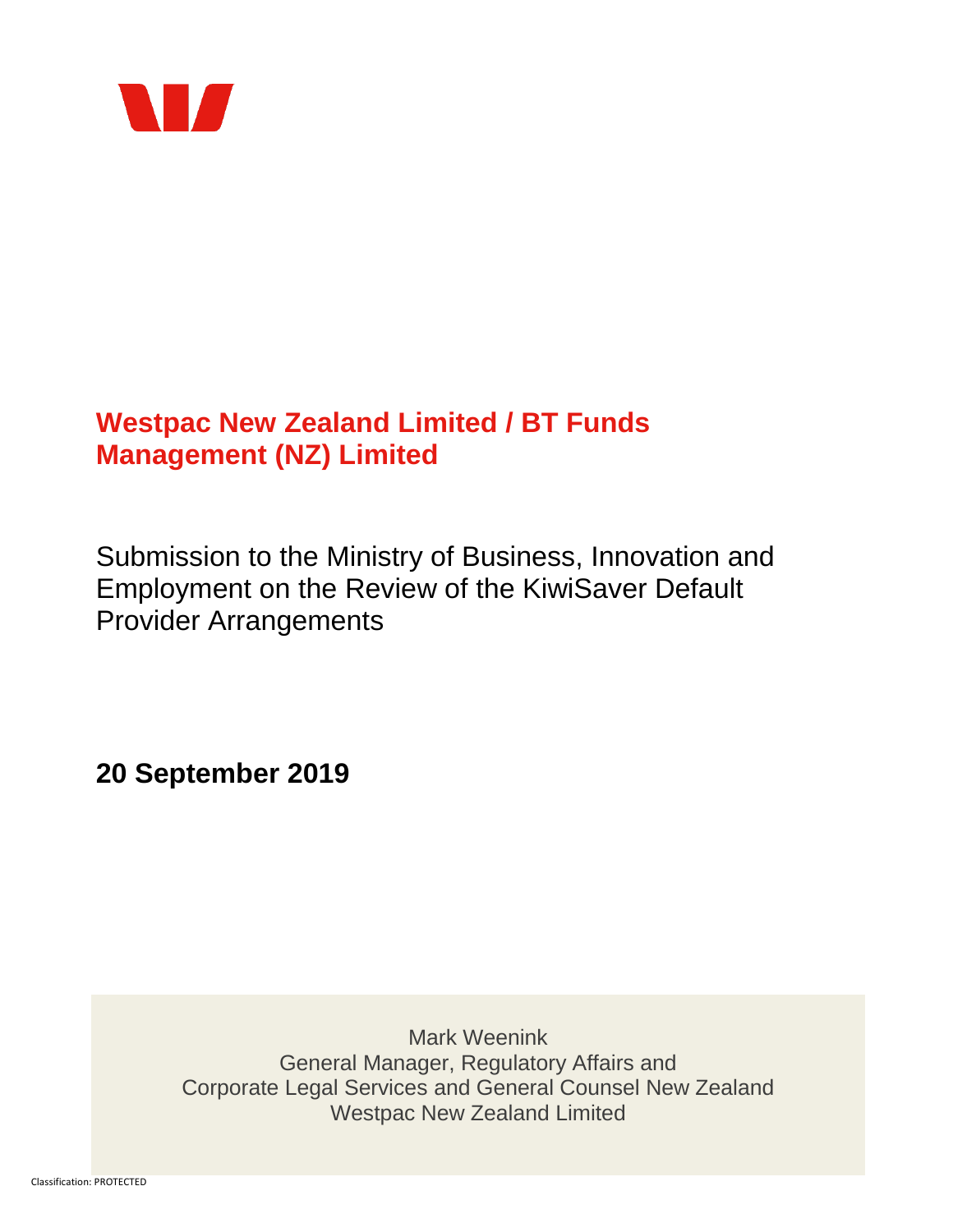# Westpac New Zealand Limited / BT Funds Management (NZ) Limited

Submission to the Ministry of Business, Innovation and Employment on the Review of the KiwiSaver Default Provider Arrangements

**20 September 2019**

Mark Weenink
General Manager, Regulatory Affairs and
Corporate Legal Services and General Counsel New Zealand
Westpac New Zealand Limited

Classification: PROTECTED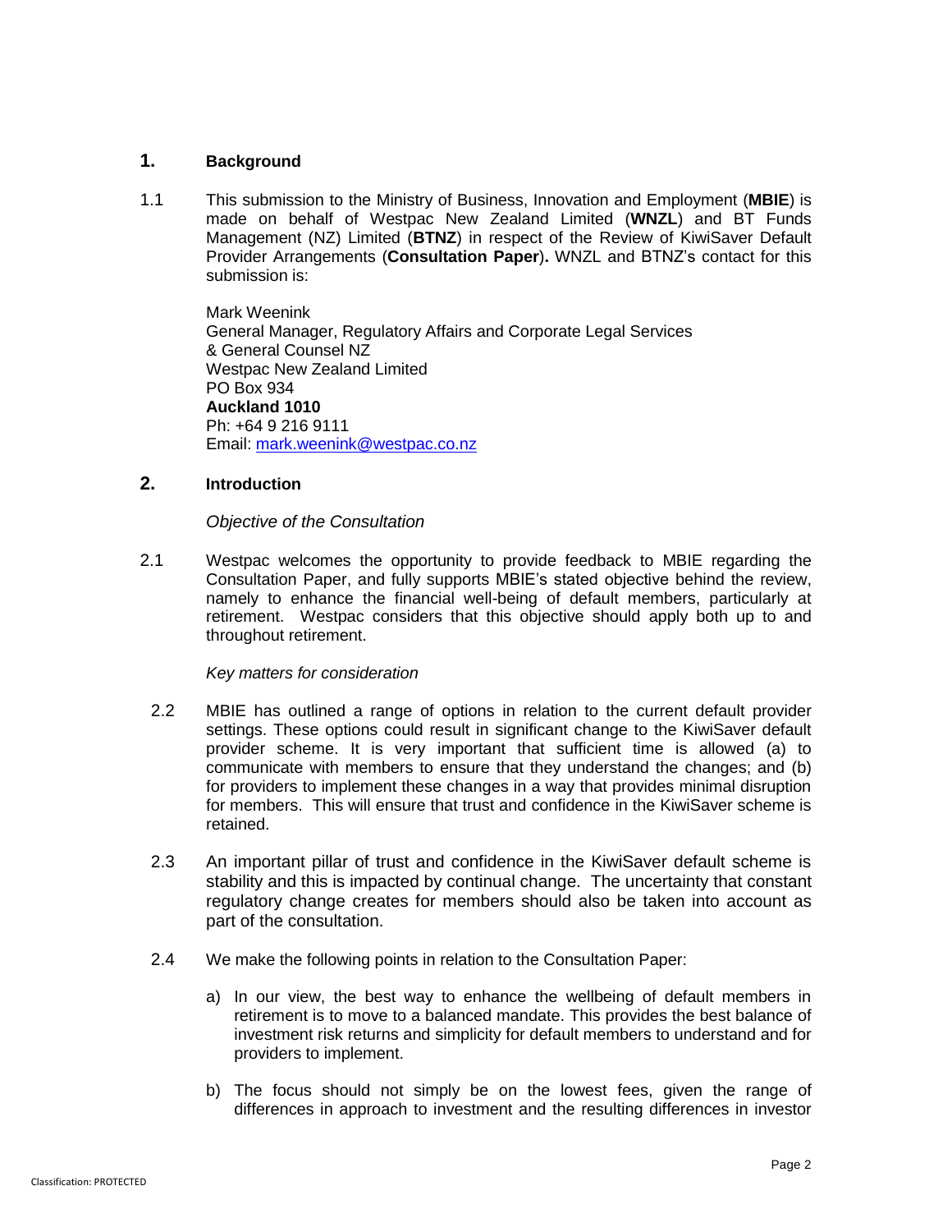## 1. Background

1.1 This submission to the Ministry of Business, Innovation and Employment (**MBIE**) is made on behalf of Westpac New Zealand Limited (**WNZL**) and BT Funds Management (NZ) Limited (**BTNZ**) in respect of the Review of KiwiSaver Default Provider Arrangements (**Consultation Paper**)**.** WNZL and BTNZ's contact for this submission is:

Mark Weenink
General Manager, Regulatory Affairs and Corporate Legal Services
& General Counsel NZ
Westpac New Zealand Limited
PO Box 934
**Auckland 1010**
Ph: +64 9 216 9111
Email: mark.weenink@westpac.co.nz

## 2. Introduction

*Objective of the Consultation*

2.1 Westpac welcomes the opportunity to provide feedback to MBIE regarding the Consultation Paper, and fully supports MBIE's stated objective behind the review, namely to enhance the financial well-being of default members, particularly at retirement. Westpac considers that this objective should apply both up to and throughout retirement.

*Key matters for consideration*

2.2 MBIE has outlined a range of options in relation to the current default provider settings. These options could result in significant change to the KiwiSaver default provider scheme. It is very important that sufficient time is allowed (a) to communicate with members to ensure that they understand the changes; and (b) for providers to implement these changes in a way that provides minimal disruption for members. This will ensure that trust and confidence in the KiwiSaver scheme is retained.

2.3 An important pillar of trust and confidence in the KiwiSaver default scheme is stability and this is impacted by continual change. The uncertainty that constant regulatory change creates for members should also be taken into account as part of the consultation.

2.4 We make the following points in relation to the Consultation Paper:

a) In our view, the best way to enhance the wellbeing of default members in retirement is to move to a balanced mandate. This provides the best balance of investment risk returns and simplicity for default members to understand and for providers to implement.

b) The focus should not simply be on the lowest fees, given the range of differences in approach to investment and the resulting differences in investor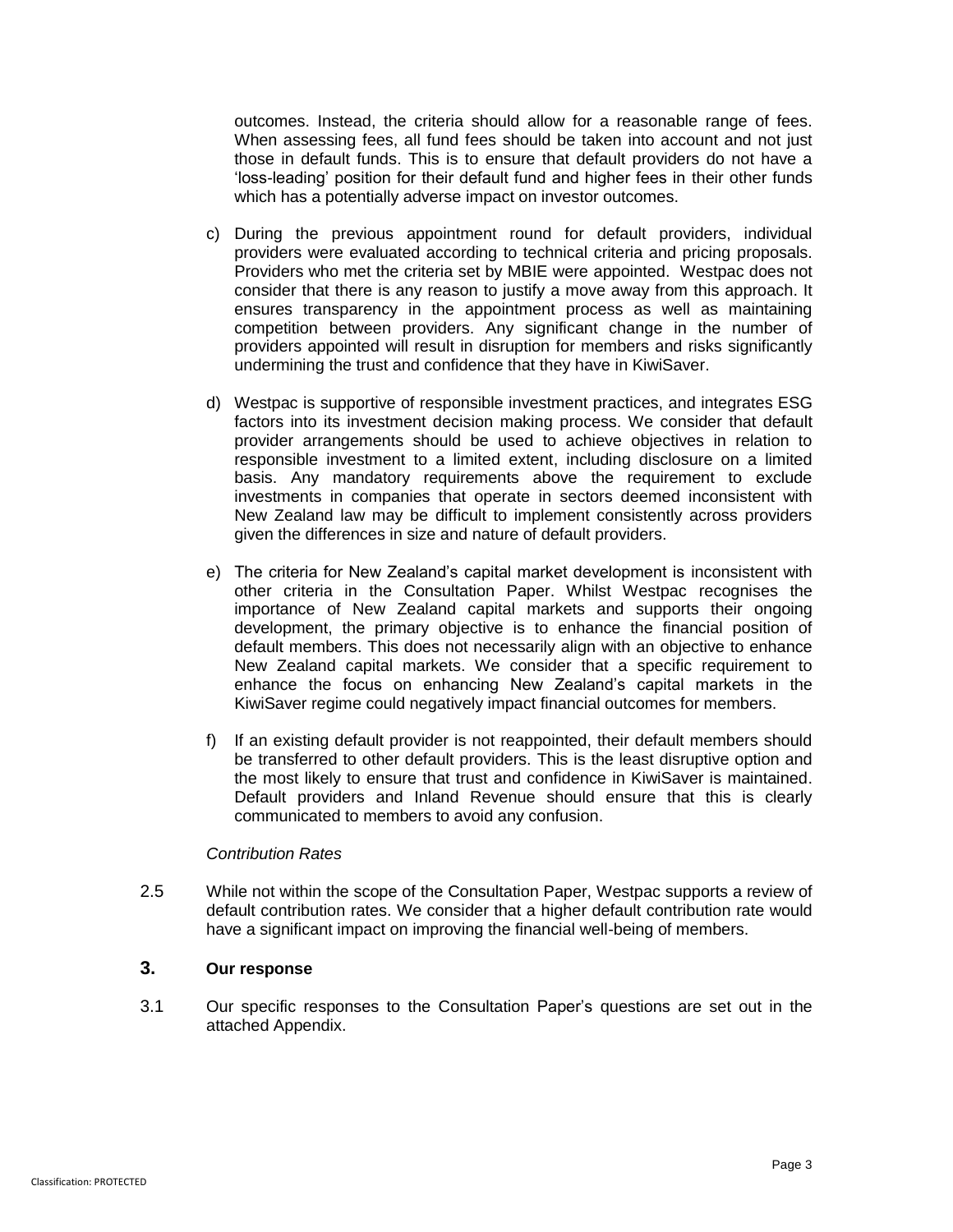outcomes. Instead, the criteria should allow for a reasonable range of fees. When assessing fees, all fund fees should be taken into account and not just those in default funds. This is to ensure that default providers do not have a 'loss-leading' position for their default fund and higher fees in their other funds which has a potentially adverse impact on investor outcomes.

c) During the previous appointment round for default providers, individual providers were evaluated according to technical criteria and pricing proposals. Providers who met the criteria set by MBIE were appointed. Westpac does not consider that there is any reason to justify a move away from this approach. It ensures transparency in the appointment process as well as maintaining competition between providers. Any significant change in the number of providers appointed will result in disruption for members and risks significantly undermining the trust and confidence that they have in KiwiSaver.

d) Westpac is supportive of responsible investment practices, and integrates ESG factors into its investment decision making process. We consider that default provider arrangements should be used to achieve objectives in relation to responsible investment to a limited extent, including disclosure on a limited basis. Any mandatory requirements above the requirement to exclude investments in companies that operate in sectors deemed inconsistent with New Zealand law may be difficult to implement consistently across providers given the differences in size and nature of default providers.

e) The criteria for New Zealand's capital market development is inconsistent with other criteria in the Consultation Paper. Whilst Westpac recognises the importance of New Zealand capital markets and supports their ongoing development, the primary objective is to enhance the financial position of default members. This does not necessarily align with an objective to enhance New Zealand capital markets. We consider that a specific requirement to enhance the focus on enhancing New Zealand's capital markets in the KiwiSaver regime could negatively impact financial outcomes for members.

f) If an existing default provider is not reappointed, their default members should be transferred to other default providers. This is the least disruptive option and the most likely to ensure that trust and confidence in KiwiSaver is maintained. Default providers and Inland Revenue should ensure that this is clearly communicated to members to avoid any confusion.

*Contribution Rates*

2.5 While not within the scope of the Consultation Paper, Westpac supports a review of default contribution rates. We consider that a higher default contribution rate would have a significant impact on improving the financial well-being of members.

## 3. Our response

3.1 Our specific responses to the Consultation Paper's questions are set out in the attached Appendix.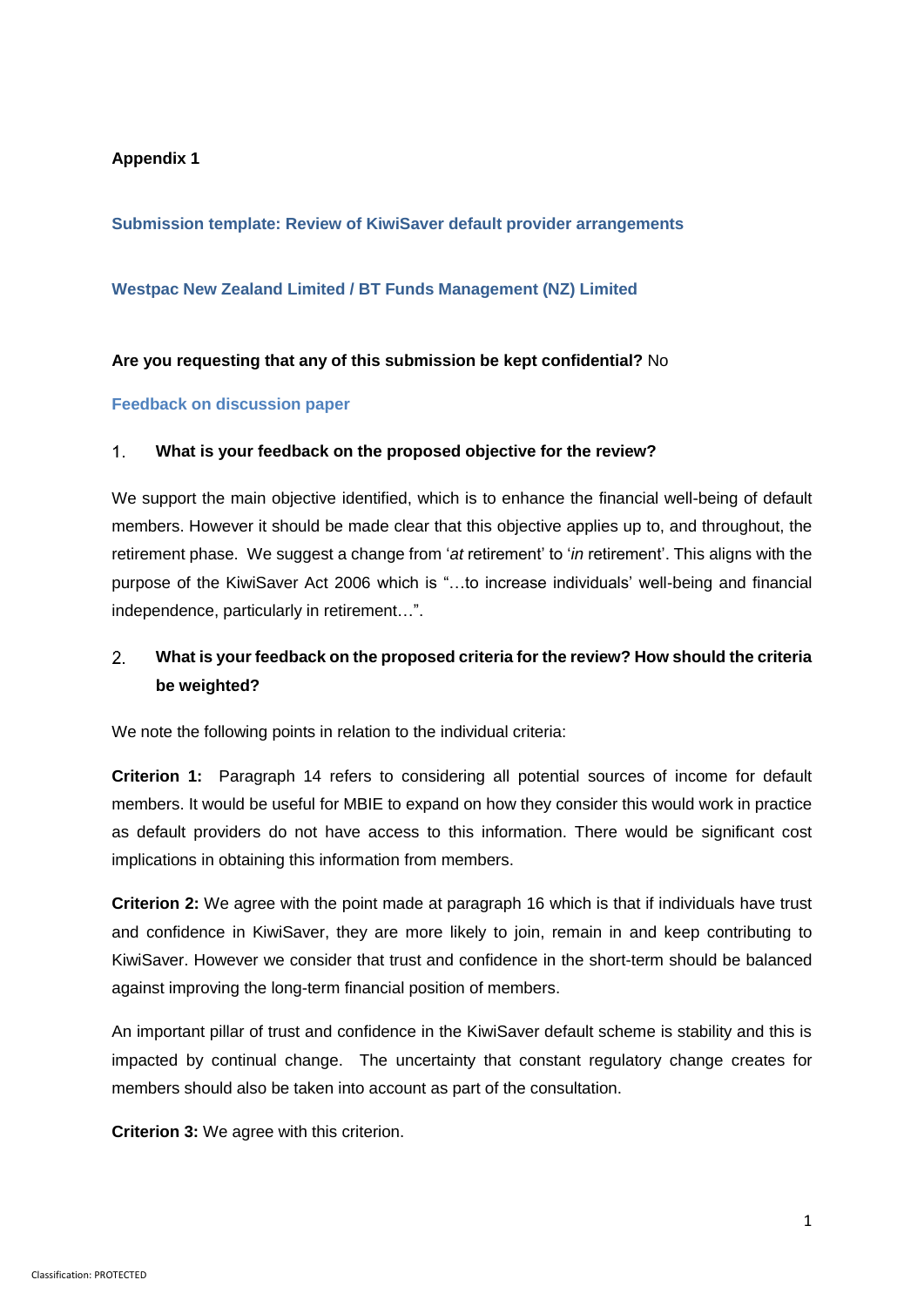**Appendix 1**

## Submission template: Review of KiwiSaver default provider arrangements

### Westpac New Zealand Limited / BT Funds Management (NZ) Limited

**Are you requesting that any of this submission be kept confidential?** No

### Feedback on discussion paper

1. **What is your feedback on the proposed objective for the review?**

We support the main objective identified, which is to enhance the financial well-being of default members. However it should be made clear that this objective applies up to, and throughout, the retirement phase. We suggest a change from '*at* retirement' to '*in* retirement'. This aligns with the purpose of the KiwiSaver Act 2006 which is "…to increase individuals' well-being and financial independence, particularly in retirement…".

2. **What is your feedback on the proposed criteria for the review? How should the criteria be weighted?**

We note the following points in relation to the individual criteria:

**Criterion 1:** Paragraph 14 refers to considering all potential sources of income for default members. It would be useful for MBIE to expand on how they consider this would work in practice as default providers do not have access to this information. There would be significant cost implications in obtaining this information from members.

**Criterion 2:** We agree with the point made at paragraph 16 which is that if individuals have trust and confidence in KiwiSaver, they are more likely to join, remain in and keep contributing to KiwiSaver. However we consider that trust and confidence in the short-term should be balanced against improving the long-term financial position of members.

An important pillar of trust and confidence in the KiwiSaver default scheme is stability and this is impacted by continual change. The uncertainty that constant regulatory change creates for members should also be taken into account as part of the consultation.

**Criterion 3:** We agree with this criterion.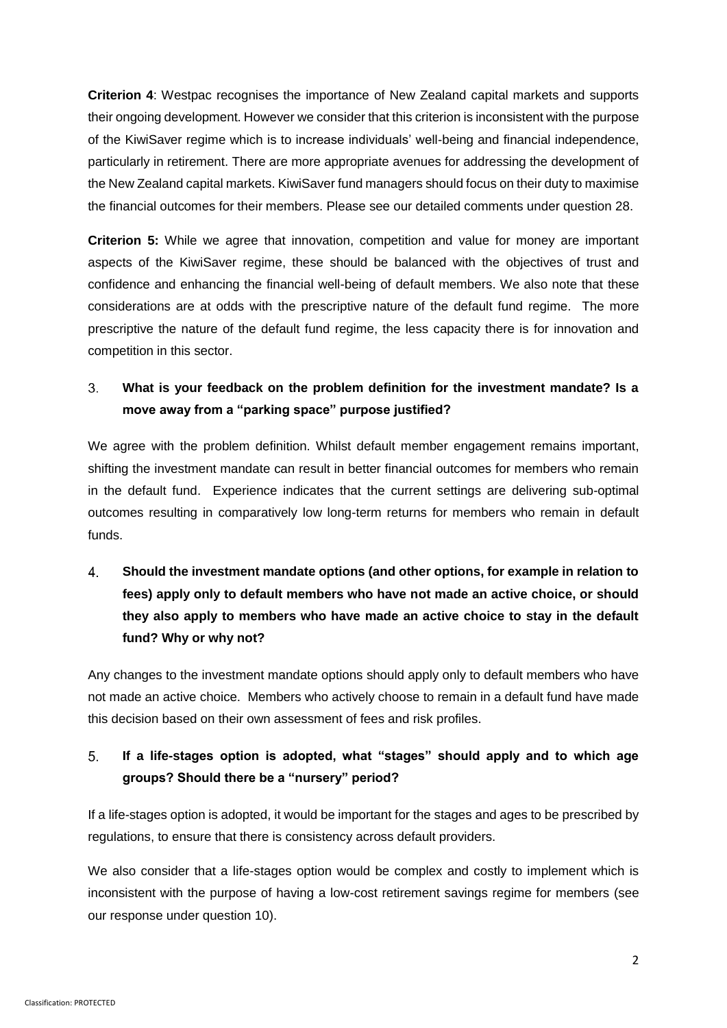**Criterion 4**: Westpac recognises the importance of New Zealand capital markets and supports their ongoing development. However we consider that this criterion is inconsistent with the purpose of the KiwiSaver regime which is to increase individuals' well-being and financial independence, particularly in retirement. There are more appropriate avenues for addressing the development of the New Zealand capital markets. KiwiSaver fund managers should focus on their duty to maximise the financial outcomes for their members. Please see our detailed comments under question 28.

**Criterion 5:** While we agree that innovation, competition and value for money are important aspects of the KiwiSaver regime, these should be balanced with the objectives of trust and confidence and enhancing the financial well-being of default members. We also note that these considerations are at odds with the prescriptive nature of the default fund regime. The more prescriptive the nature of the default fund regime, the less capacity there is for innovation and competition in this sector.

3. **What is your feedback on the problem definition for the investment mandate? Is a move away from a "parking space" purpose justified?**

We agree with the problem definition. Whilst default member engagement remains important, shifting the investment mandate can result in better financial outcomes for members who remain in the default fund. Experience indicates that the current settings are delivering sub-optimal outcomes resulting in comparatively low long-term returns for members who remain in default funds.

4. **Should the investment mandate options (and other options, for example in relation to fees) apply only to default members who have not made an active choice, or should they also apply to members who have made an active choice to stay in the default fund? Why or why not?**

Any changes to the investment mandate options should apply only to default members who have not made an active choice. Members who actively choose to remain in a default fund have made this decision based on their own assessment of fees and risk profiles.

5. **If a life-stages option is adopted, what "stages" should apply and to which age groups? Should there be a "nursery" period?**

If a life-stages option is adopted, it would be important for the stages and ages to be prescribed by regulations, to ensure that there is consistency across default providers.

We also consider that a life-stages option would be complex and costly to implement which is inconsistent with the purpose of having a low-cost retirement savings regime for members (see our response under question 10).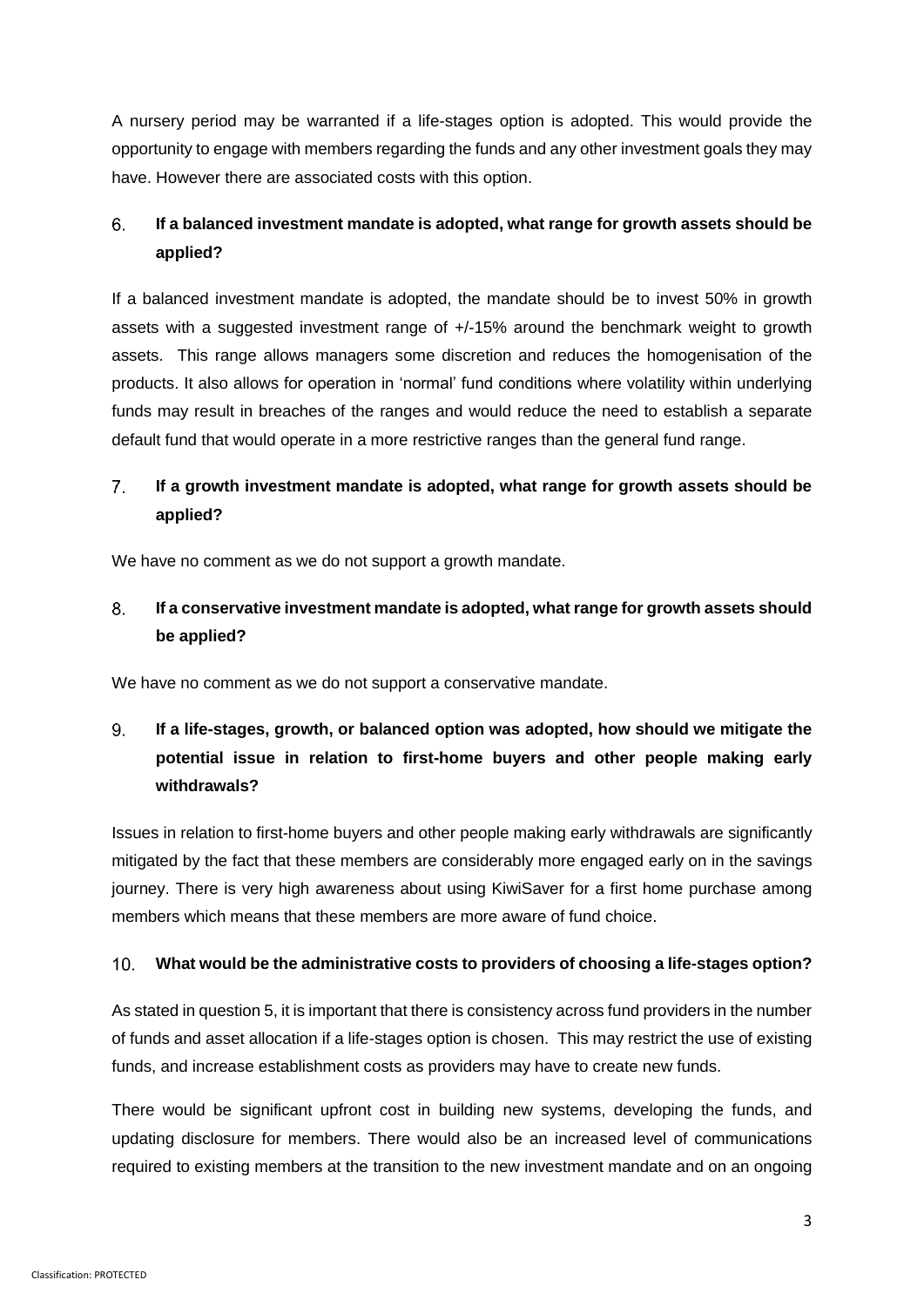A nursery period may be warranted if a life-stages option is adopted. This would provide the opportunity to engage with members regarding the funds and any other investment goals they may have. However there are associated costs with this option.

6. **If a balanced investment mandate is adopted, what range for growth assets should be applied?**

If a balanced investment mandate is adopted, the mandate should be to invest 50% in growth assets with a suggested investment range of +/-15% around the benchmark weight to growth assets. This range allows managers some discretion and reduces the homogenisation of the products. It also allows for operation in 'normal' fund conditions where volatility within underlying funds may result in breaches of the ranges and would reduce the need to establish a separate default fund that would operate in a more restrictive ranges than the general fund range.

7. **If a growth investment mandate is adopted, what range for growth assets should be applied?**

We have no comment as we do not support a growth mandate.

8. **If a conservative investment mandate is adopted, what range for growth assets should be applied?**

We have no comment as we do not support a conservative mandate.

9. **If a life-stages, growth, or balanced option was adopted, how should we mitigate the potential issue in relation to first-home buyers and other people making early withdrawals?**

Issues in relation to first-home buyers and other people making early withdrawals are significantly mitigated by the fact that these members are considerably more engaged early on in the savings journey. There is very high awareness about using KiwiSaver for a first home purchase among members which means that these members are more aware of fund choice.

10. **What would be the administrative costs to providers of choosing a life-stages option?**

As stated in question 5, it is important that there is consistency across fund providers in the number of funds and asset allocation if a life-stages option is chosen. This may restrict the use of existing funds, and increase establishment costs as providers may have to create new funds.

There would be significant upfront cost in building new systems, developing the funds, and updating disclosure for members. There would also be an increased level of communications required to existing members at the transition to the new investment mandate and on an ongoing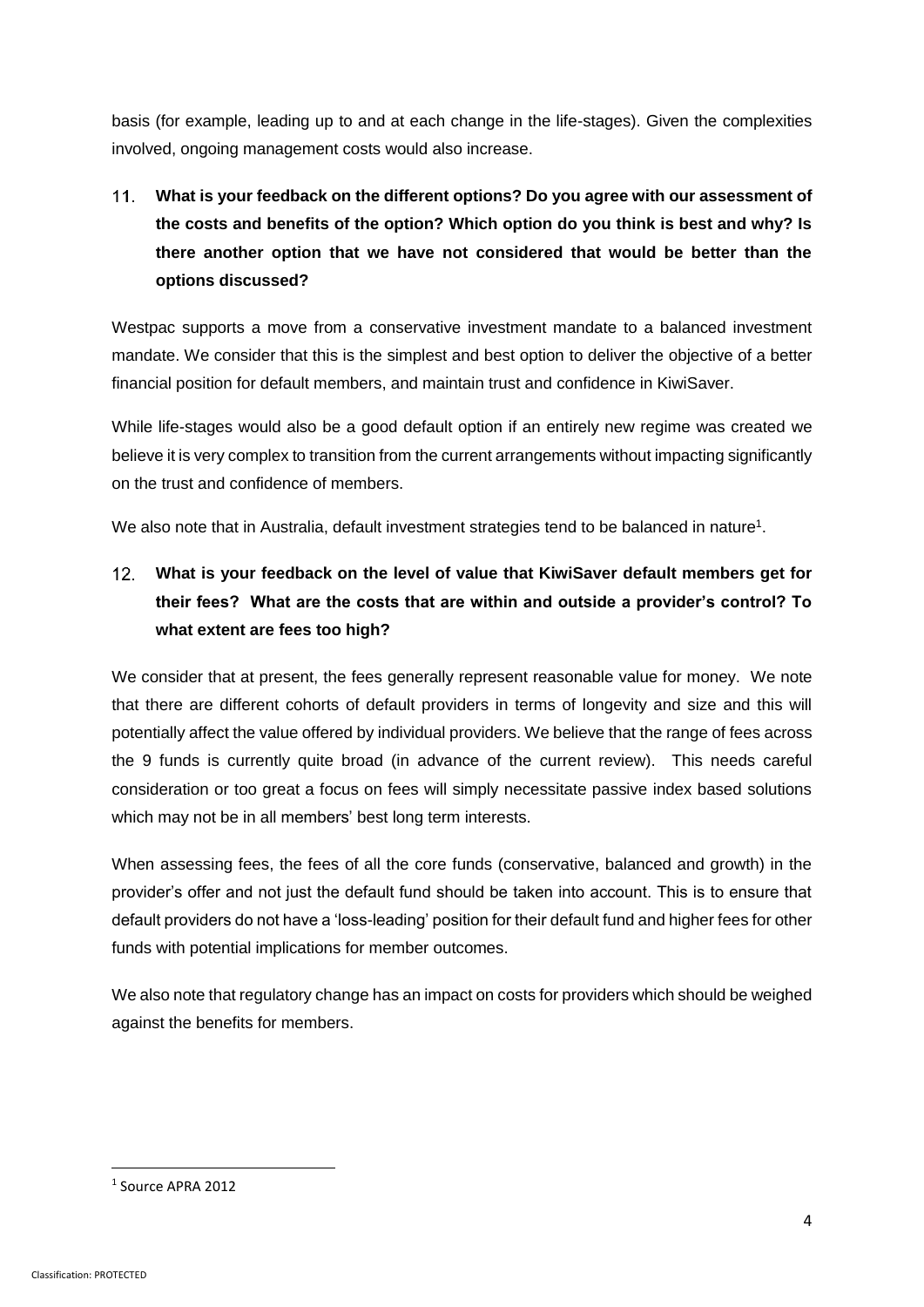basis (for example, leading up to and at each change in the life-stages). Given the complexities involved, ongoing management costs would also increase.

11. **What is your feedback on the different options? Do you agree with our assessment of the costs and benefits of the option? Which option do you think is best and why? Is there another option that we have not considered that would be better than the options discussed?**

Westpac supports a move from a conservative investment mandate to a balanced investment mandate. We consider that this is the simplest and best option to deliver the objective of a better financial position for default members, and maintain trust and confidence in KiwiSaver.

While life-stages would also be a good default option if an entirely new regime was created we believe it is very complex to transition from the current arrangements without impacting significantly on the trust and confidence of members.

We also note that in Australia, default investment strategies tend to be balanced in nature[1].

12. **What is your feedback on the level of value that KiwiSaver default members get for their fees? What are the costs that are within and outside a provider's control? To what extent are fees too high?**

We consider that at present, the fees generally represent reasonable value for money. We note that there are different cohorts of default providers in terms of longevity and size and this will potentially affect the value offered by individual providers. We believe that the range of fees across the 9 funds is currently quite broad (in advance of the current review). This needs careful consideration or too great a focus on fees will simply necessitate passive index based solutions which may not be in all members' best long term interests.

When assessing fees, the fees of all the core funds (conservative, balanced and growth) in the provider's offer and not just the default fund should be taken into account. This is to ensure that default providers do not have a 'loss-leading' position for their default fund and higher fees for other funds with potential implications for member outcomes.

We also note that regulatory change has an impact on costs for providers which should be weighed against the benefits for members.

[1] Source APRA 2012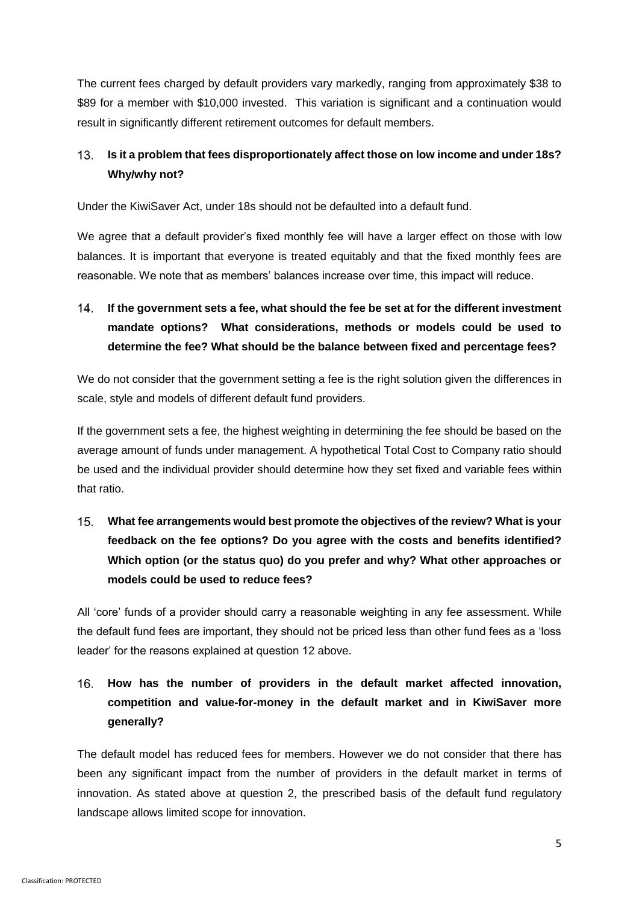The current fees charged by default providers vary markedly, ranging from approximately $38 to $89 for a member with $10,000 invested. This variation is significant and a continuation would result in significantly different retirement outcomes for default members.

**13. Is it a problem that fees disproportionately affect those on low income and under 18s? Why/why not?**

Under the KiwiSaver Act, under 18s should not be defaulted into a default fund.

We agree that a default provider's fixed monthly fee will have a larger effect on those with low balances. It is important that everyone is treated equitably and that the fixed monthly fees are reasonable. We note that as members' balances increase over time, this impact will reduce.

**14. If the government sets a fee, what should the fee be set at for the different investment mandate options? What considerations, methods or models could be used to determine the fee? What should be the balance between fixed and percentage fees?**

We do not consider that the government setting a fee is the right solution given the differences in scale, style and models of different default fund providers.

If the government sets a fee, the highest weighting in determining the fee should be based on the average amount of funds under management. A hypothetical Total Cost to Company ratio should be used and the individual provider should determine how they set fixed and variable fees within that ratio.

**15. What fee arrangements would best promote the objectives of the review? What is your feedback on the fee options? Do you agree with the costs and benefits identified? Which option (or the status quo) do you prefer and why? What other approaches or models could be used to reduce fees?**

All 'core' funds of a provider should carry a reasonable weighting in any fee assessment. While the default fund fees are important, they should not be priced less than other fund fees as a 'loss leader' for the reasons explained at question 12 above.

**16. How has the number of providers in the default market affected innovation, competition and value-for-money in the default market and in KiwiSaver more generally?**

The default model has reduced fees for members. However we do not consider that there has been any significant impact from the number of providers in the default market in terms of innovation. As stated above at question 2, the prescribed basis of the default fund regulatory landscape allows limited scope for innovation.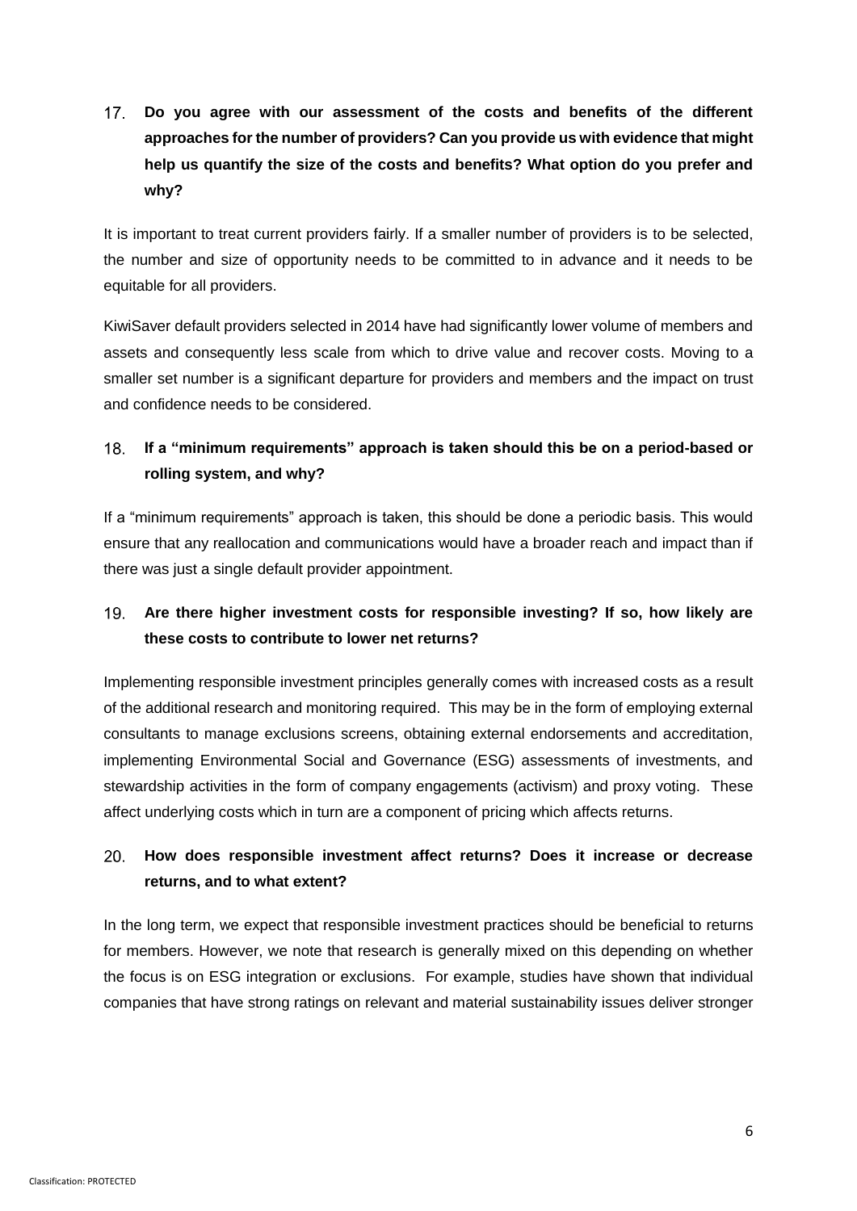17. **Do you agree with our assessment of the costs and benefits of the different approaches for the number of providers? Can you provide us with evidence that might help us quantify the size of the costs and benefits? What option do you prefer and why?**

It is important to treat current providers fairly. If a smaller number of providers is to be selected, the number and size of opportunity needs to be committed to in advance and it needs to be equitable for all providers.

KiwiSaver default providers selected in 2014 have had significantly lower volume of members and assets and consequently less scale from which to drive value and recover costs. Moving to a smaller set number is a significant departure for providers and members and the impact on trust and confidence needs to be considered.

18. **If a "minimum requirements" approach is taken should this be on a period-based or rolling system, and why?**

If a "minimum requirements" approach is taken, this should be done a periodic basis. This would ensure that any reallocation and communications would have a broader reach and impact than if there was just a single default provider appointment.

19. **Are there higher investment costs for responsible investing? If so, how likely are these costs to contribute to lower net returns?**

Implementing responsible investment principles generally comes with increased costs as a result of the additional research and monitoring required. This may be in the form of employing external consultants to manage exclusions screens, obtaining external endorsements and accreditation, implementing Environmental Social and Governance (ESG) assessments of investments, and stewardship activities in the form of company engagements (activism) and proxy voting. These affect underlying costs which in turn are a component of pricing which affects returns.

20. **How does responsible investment affect returns? Does it increase or decrease returns, and to what extent?**

In the long term, we expect that responsible investment practices should be beneficial to returns for members. However, we note that research is generally mixed on this depending on whether the focus is on ESG integration or exclusions. For example, studies have shown that individual companies that have strong ratings on relevant and material sustainability issues deliver stronger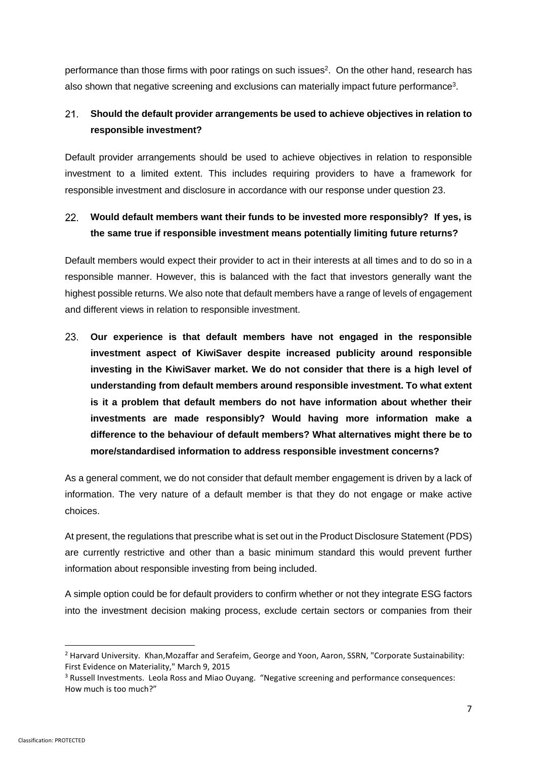performance than those firms with poor ratings on such issues[2]. On the other hand, research has also shown that negative screening and exclusions can materially impact future performance[3].

21. **Should the default provider arrangements be used to achieve objectives in relation to responsible investment?**

Default provider arrangements should be used to achieve objectives in relation to responsible investment to a limited extent. This includes requiring providers to have a framework for responsible investment and disclosure in accordance with our response under question 23.

22. **Would default members want their funds to be invested more responsibly? If yes, is the same true if responsible investment means potentially limiting future returns?**

Default members would expect their provider to act in their interests at all times and to do so in a responsible manner. However, this is balanced with the fact that investors generally want the highest possible returns. We also note that default members have a range of levels of engagement and different views in relation to responsible investment.

23. **Our experience is that default members have not engaged in the responsible investment aspect of KiwiSaver despite increased publicity around responsible investing in the KiwiSaver market. We do not consider that there is a high level of understanding from default members around responsible investment. To what extent is it a problem that default members do not have information about whether their investments are made responsibly? Would having more information make a difference to the behaviour of default members? What alternatives might there be to more/standardised information to address responsible investment concerns?**

As a general comment, we do not consider that default member engagement is driven by a lack of information. The very nature of a default member is that they do not engage or make active choices.

At present, the regulations that prescribe what is set out in the Product Disclosure Statement (PDS) are currently restrictive and other than a basic minimum standard this would prevent further information about responsible investing from being included.

A simple option could be for default providers to confirm whether or not they integrate ESG factors into the investment decision making process, exclude certain sectors or companies from their

---

[2] Harvard University. Khan,Mozaffar and Serafeim, George and Yoon, Aaron, SSRN, "Corporate Sustainability: First Evidence on Materiality," March 9, 2015

[3] Russell Investments. Leola Ross and Miao Ouyang. "Negative screening and performance consequences: How much is too much?"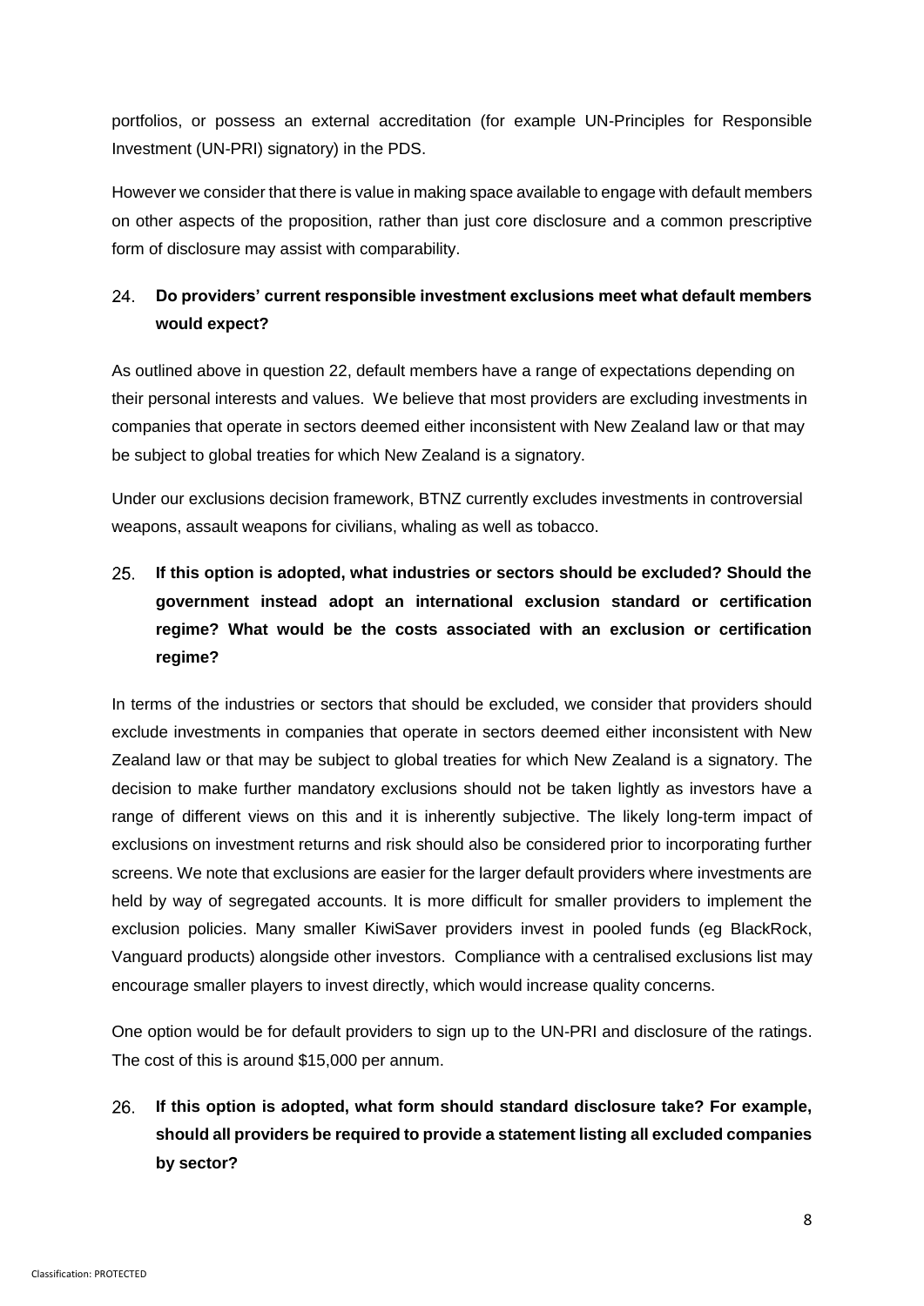portfolios, or possess an external accreditation (for example UN-Principles for Responsible Investment (UN-PRI) signatory) in the PDS.

However we consider that there is value in making space available to engage with default members on other aspects of the proposition, rather than just core disclosure and a common prescriptive form of disclosure may assist with comparability.

24. **Do providers' current responsible investment exclusions meet what default members would expect?**

As outlined above in question 22, default members have a range of expectations depending on their personal interests and values. We believe that most providers are excluding investments in companies that operate in sectors deemed either inconsistent with New Zealand law or that may be subject to global treaties for which New Zealand is a signatory.

Under our exclusions decision framework, BTNZ currently excludes investments in controversial weapons, assault weapons for civilians, whaling as well as tobacco.

25. **If this option is adopted, what industries or sectors should be excluded? Should the government instead adopt an international exclusion standard or certification regime? What would be the costs associated with an exclusion or certification regime?**

In terms of the industries or sectors that should be excluded, we consider that providers should exclude investments in companies that operate in sectors deemed either inconsistent with New Zealand law or that may be subject to global treaties for which New Zealand is a signatory. The decision to make further mandatory exclusions should not be taken lightly as investors have a range of different views on this and it is inherently subjective. The likely long-term impact of exclusions on investment returns and risk should also be considered prior to incorporating further screens. We note that exclusions are easier for the larger default providers where investments are held by way of segregated accounts. It is more difficult for smaller providers to implement the exclusion policies. Many smaller KiwiSaver providers invest in pooled funds (eg BlackRock, Vanguard products) alongside other investors. Compliance with a centralised exclusions list may encourage smaller players to invest directly, which would increase quality concerns.

One option would be for default providers to sign up to the UN-PRI and disclosure of the ratings. The cost of this is around $15,000 per annum.

26. **If this option is adopted, what form should standard disclosure take? For example, should all providers be required to provide a statement listing all excluded companies by sector?**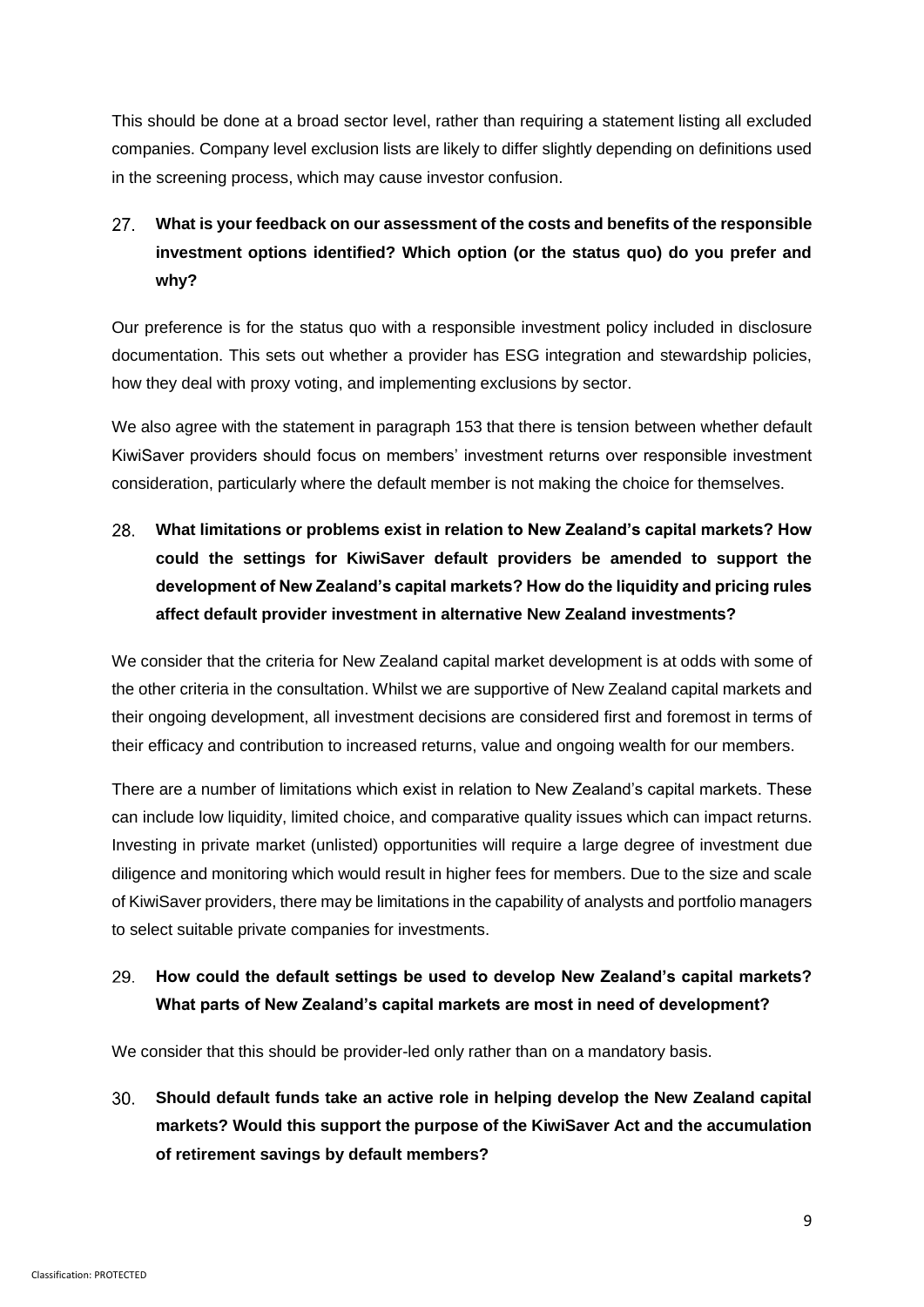This should be done at a broad sector level, rather than requiring a statement listing all excluded companies. Company level exclusion lists are likely to differ slightly depending on definitions used in the screening process, which may cause investor confusion.

27. **What is your feedback on our assessment of the costs and benefits of the responsible investment options identified? Which option (or the status quo) do you prefer and why?**

Our preference is for the status quo with a responsible investment policy included in disclosure documentation. This sets out whether a provider has ESG integration and stewardship policies, how they deal with proxy voting, and implementing exclusions by sector.

We also agree with the statement in paragraph 153 that there is tension between whether default KiwiSaver providers should focus on members' investment returns over responsible investment consideration, particularly where the default member is not making the choice for themselves.

28. **What limitations or problems exist in relation to New Zealand's capital markets? How could the settings for KiwiSaver default providers be amended to support the development of New Zealand's capital markets? How do the liquidity and pricing rules affect default provider investment in alternative New Zealand investments?**

We consider that the criteria for New Zealand capital market development is at odds with some of the other criteria in the consultation. Whilst we are supportive of New Zealand capital markets and their ongoing development, all investment decisions are considered first and foremost in terms of their efficacy and contribution to increased returns, value and ongoing wealth for our members.

There are a number of limitations which exist in relation to New Zealand's capital markets. These can include low liquidity, limited choice, and comparative quality issues which can impact returns. Investing in private market (unlisted) opportunities will require a large degree of investment due diligence and monitoring which would result in higher fees for members. Due to the size and scale of KiwiSaver providers, there may be limitations in the capability of analysts and portfolio managers to select suitable private companies for investments.

29. **How could the default settings be used to develop New Zealand's capital markets? What parts of New Zealand's capital markets are most in need of development?**

We consider that this should be provider-led only rather than on a mandatory basis.

30. **Should default funds take an active role in helping develop the New Zealand capital markets? Would this support the purpose of the KiwiSaver Act and the accumulation of retirement savings by default members?**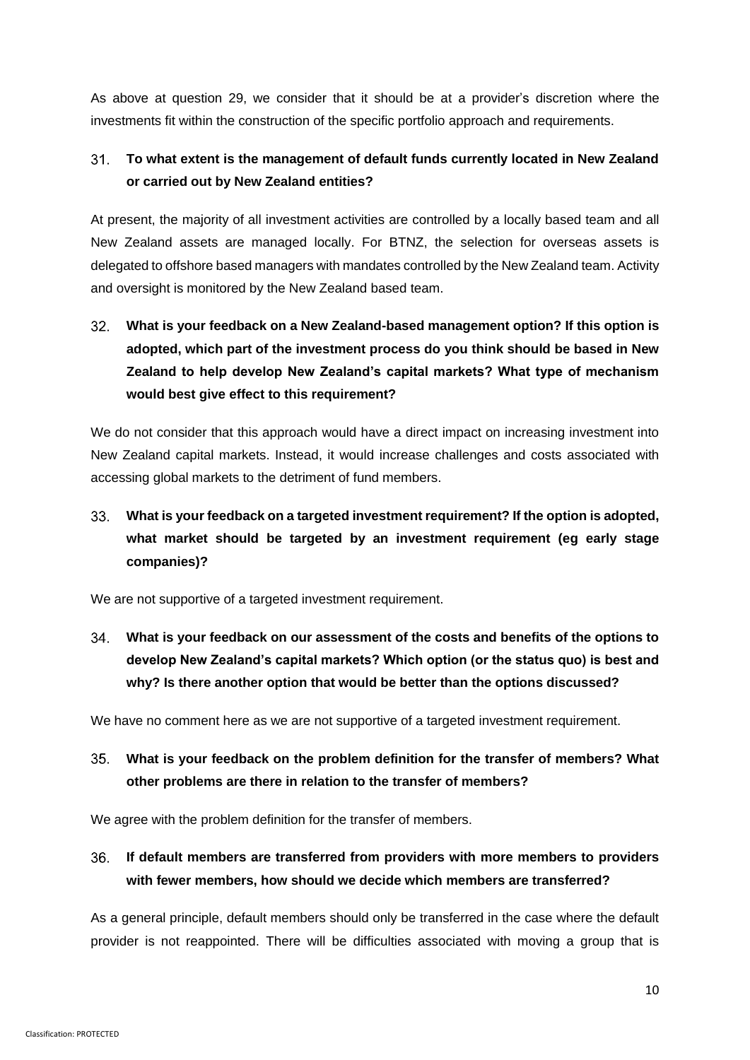As above at question 29, we consider that it should be at a provider's discretion where the investments fit within the construction of the specific portfolio approach and requirements.

31. **To what extent is the management of default funds currently located in New Zealand or carried out by New Zealand entities?**

At present, the majority of all investment activities are controlled by a locally based team and all New Zealand assets are managed locally. For BTNZ, the selection for overseas assets is delegated to offshore based managers with mandates controlled by the New Zealand team. Activity and oversight is monitored by the New Zealand based team.

32. **What is your feedback on a New Zealand-based management option? If this option is adopted, which part of the investment process do you think should be based in New Zealand to help develop New Zealand's capital markets? What type of mechanism would best give effect to this requirement?**

We do not consider that this approach would have a direct impact on increasing investment into New Zealand capital markets. Instead, it would increase challenges and costs associated with accessing global markets to the detriment of fund members.

33. **What is your feedback on a targeted investment requirement? If the option is adopted, what market should be targeted by an investment requirement (eg early stage companies)?**

We are not supportive of a targeted investment requirement.

34. **What is your feedback on our assessment of the costs and benefits of the options to develop New Zealand's capital markets? Which option (or the status quo) is best and why? Is there another option that would be better than the options discussed?**

We have no comment here as we are not supportive of a targeted investment requirement.

35. **What is your feedback on the problem definition for the transfer of members? What other problems are there in relation to the transfer of members?**

We agree with the problem definition for the transfer of members.

36. **If default members are transferred from providers with more members to providers with fewer members, how should we decide which members are transferred?**

As a general principle, default members should only be transferred in the case where the default provider is not reappointed. There will be difficulties associated with moving a group that is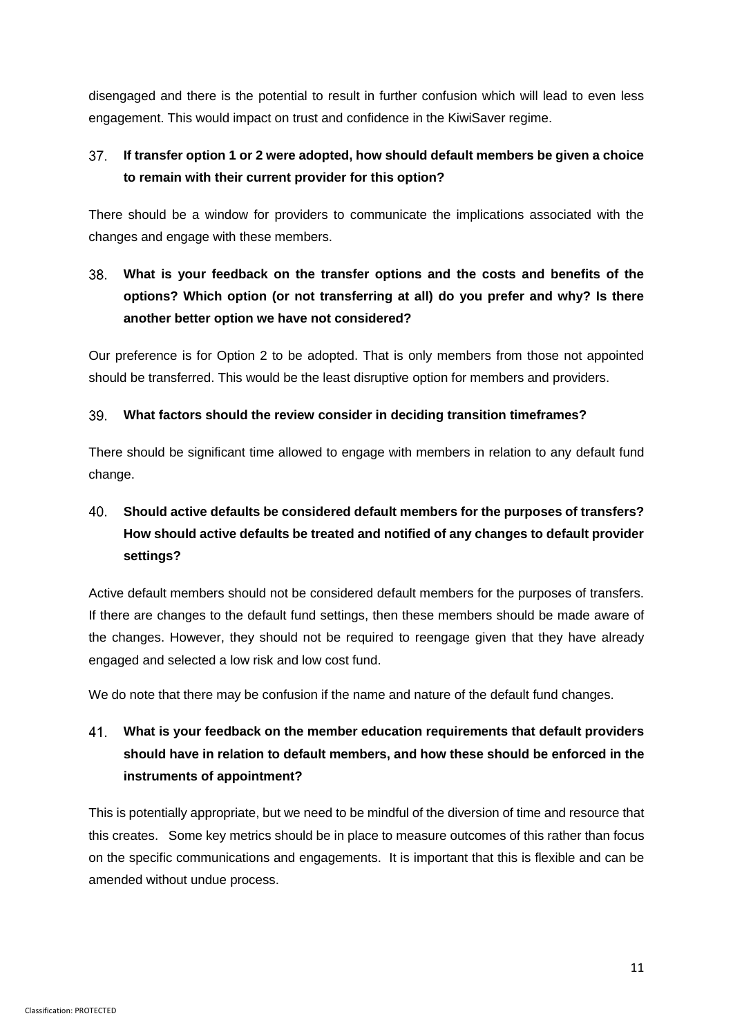disengaged and there is the potential to result in further confusion which will lead to even less engagement. This would impact on trust and confidence in the KiwiSaver regime.

37. **If transfer option 1 or 2 were adopted, how should default members be given a choice to remain with their current provider for this option?**

There should be a window for providers to communicate the implications associated with the changes and engage with these members.

38. **What is your feedback on the transfer options and the costs and benefits of the options? Which option (or not transferring at all) do you prefer and why? Is there another better option we have not considered?**

Our preference is for Option 2 to be adopted. That is only members from those not appointed should be transferred. This would be the least disruptive option for members and providers.

39. **What factors should the review consider in deciding transition timeframes?**

There should be significant time allowed to engage with members in relation to any default fund change.

40. **Should active defaults be considered default members for the purposes of transfers? How should active defaults be treated and notified of any changes to default provider settings?**

Active default members should not be considered default members for the purposes of transfers. If there are changes to the default fund settings, then these members should be made aware of the changes. However, they should not be required to reengage given that they have already engaged and selected a low risk and low cost fund.

We do note that there may be confusion if the name and nature of the default fund changes.

41. **What is your feedback on the member education requirements that default providers should have in relation to default members, and how these should be enforced in the instruments of appointment?**

This is potentially appropriate, but we need to be mindful of the diversion of time and resource that this creates. Some key metrics should be in place to measure outcomes of this rather than focus on the specific communications and engagements. It is important that this is flexible and can be amended without undue process.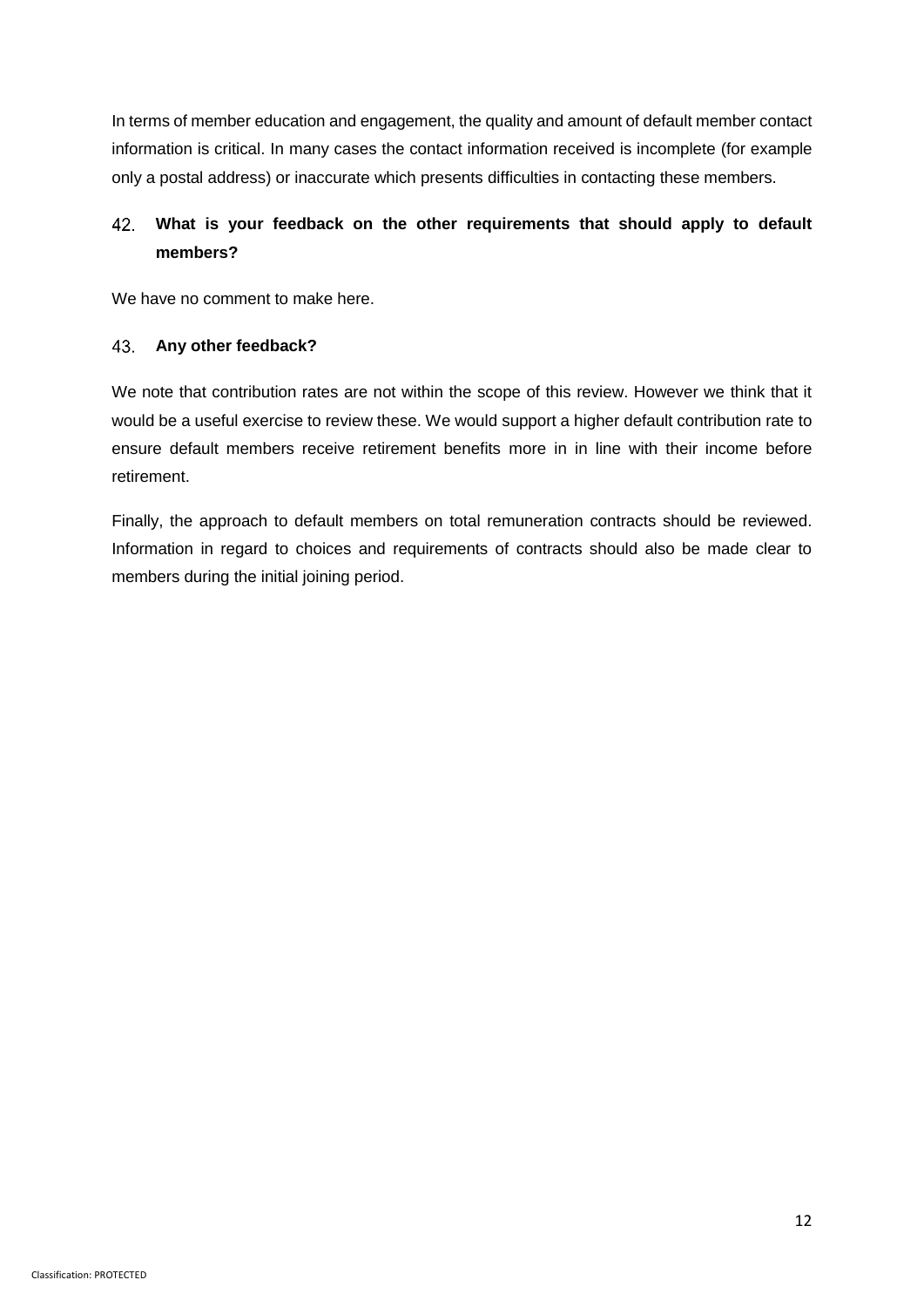In terms of member education and engagement, the quality and amount of default member contact information is critical. In many cases the contact information received is incomplete (for example only a postal address) or inaccurate which presents difficulties in contacting these members.

42. **What is your feedback on the other requirements that should apply to default members?**

We have no comment to make here.

43. **Any other feedback?**

We note that contribution rates are not within the scope of this review. However we think that it would be a useful exercise to review these. We would support a higher default contribution rate to ensure default members receive retirement benefits more in in line with their income before retirement.

Finally, the approach to default members on total remuneration contracts should be reviewed. Information in regard to choices and requirements of contracts should also be made clear to members during the initial joining period.